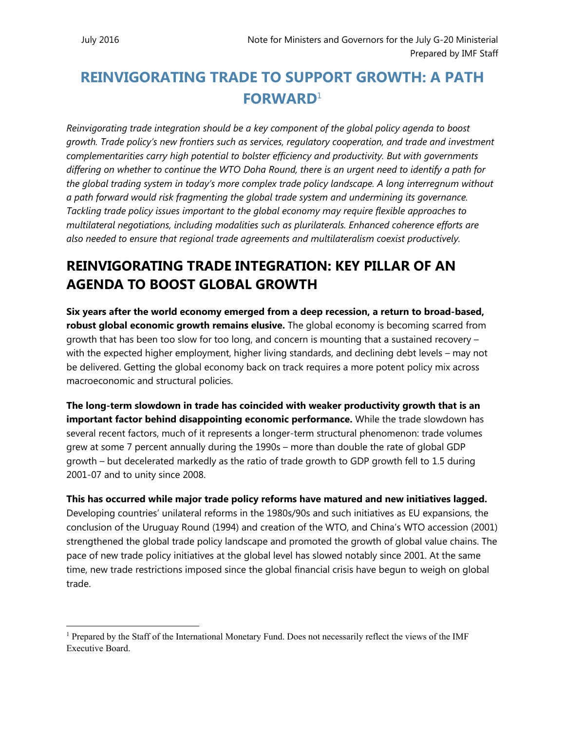July 2016

Note for Ministers and Governors for the July G-20 Ministerial
Prepared by IMF Staff

# REINVIGORATING TRADE TO SUPPORT GROWTH: A PATH FORWARD[1]

*Reinvigorating trade integration should be a key component of the global policy agenda to boost growth. Trade policy's new frontiers such as services, regulatory cooperation, and trade and investment complementarities carry high potential to bolster efficiency and productivity. But with governments differing on whether to continue the WTO Doha Round, there is an urgent need to identify a path for the global trading system in today's more complex trade policy landscape. A long interregnum without a path forward would risk fragmenting the global trade system and undermining its governance. Tackling trade policy issues important to the global economy may require flexible approaches to multilateral negotiations, including modalities such as plurilaterals. Enhanced coherence efforts are also needed to ensure that regional trade agreements and multilateralism coexist productively.*

## REINVIGORATING TRADE INTEGRATION: KEY PILLAR OF AN AGENDA TO BOOST GLOBAL GROWTH

**Six years after the world economy emerged from a deep recession, a return to broad-based, robust global economic growth remains elusive.** The global economy is becoming scarred from growth that has been too slow for too long, and concern is mounting that a sustained recovery – with the expected higher employment, higher living standards, and declining debt levels – may not be delivered. Getting the global economy back on track requires a more potent policy mix across macroeconomic and structural policies.

**The long-term slowdown in trade has coincided with weaker productivity growth that is an important factor behind disappointing economic performance.** While the trade slowdown has several recent factors, much of it represents a longer-term structural phenomenon: trade volumes grew at some 7 percent annually during the 1990s – more than double the rate of global GDP growth – but decelerated markedly as the ratio of trade growth to GDP growth fell to 1.5 during 2001-07 and to unity since 2008.

**This has occurred while major trade policy reforms have matured and new initiatives lagged.** Developing countries' unilateral reforms in the 1980s/90s and such initiatives as EU expansions, the conclusion of the Uruguay Round (1994) and creation of the WTO, and China's WTO accession (2001) strengthened the global trade policy landscape and promoted the growth of global value chains. The pace of new trade policy initiatives at the global level has slowed notably since 2001. At the same time, new trade restrictions imposed since the global financial crisis have begun to weigh on global trade.

[1] Prepared by the Staff of the International Monetary Fund. Does not necessarily reflect the views of the IMF Executive Board.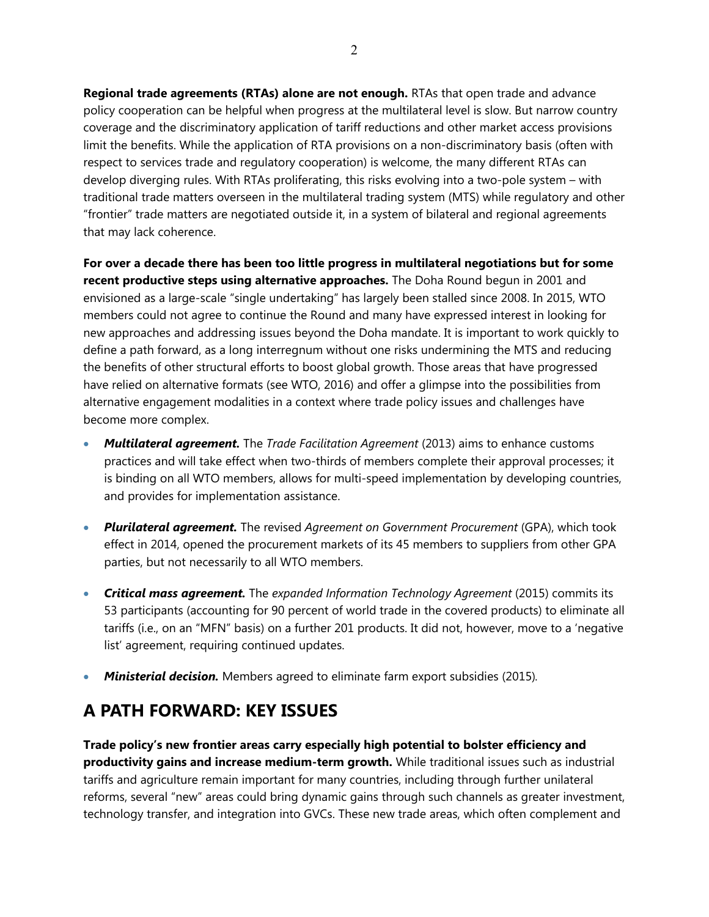**Regional trade agreements (RTAs) alone are not enough.** RTAs that open trade and advance policy cooperation can be helpful when progress at the multilateral level is slow. But narrow country coverage and the discriminatory application of tariff reductions and other market access provisions limit the benefits. While the application of RTA provisions on a non-discriminatory basis (often with respect to services trade and regulatory cooperation) is welcome, the many different RTAs can develop diverging rules. With RTAs proliferating, this risks evolving into a two-pole system – with traditional trade matters overseen in the multilateral trading system (MTS) while regulatory and other "frontier" trade matters are negotiated outside it, in a system of bilateral and regional agreements that may lack coherence.

**For over a decade there has been too little progress in multilateral negotiations but for some recent productive steps using alternative approaches.** The Doha Round begun in 2001 and envisioned as a large-scale "single undertaking" has largely been stalled since 2008. In 2015, WTO members could not agree to continue the Round and many have expressed interest in looking for new approaches and addressing issues beyond the Doha mandate. It is important to work quickly to define a path forward, as a long interregnum without one risks undermining the MTS and reducing the benefits of other structural efforts to boost global growth. Those areas that have progressed have relied on alternative formats (see WTO, 2016) and offer a glimpse into the possibilities from alternative engagement modalities in a context where trade policy issues and challenges have become more complex.

- ***Multilateral agreement.*** The *Trade Facilitation Agreement* (2013) aims to enhance customs practices and will take effect when two-thirds of members complete their approval processes; it is binding on all WTO members, allows for multi-speed implementation by developing countries, and provides for implementation assistance.

- ***Plurilateral agreement.*** The revised *Agreement on Government Procurement* (GPA), which took effect in 2014, opened the procurement markets of its 45 members to suppliers from other GPA parties, but not necessarily to all WTO members.

- ***Critical mass agreement.*** The *expanded Information Technology Agreement* (2015) commits its 53 participants (accounting for 90 percent of world trade in the covered products) to eliminate all tariffs (i.e., on an "MFN" basis) on a further 201 products. It did not, however, move to a 'negative list' agreement, requiring continued updates.

- ***Ministerial decision.*** Members agreed to eliminate farm export subsidies (2015).

## A PATH FORWARD: KEY ISSUES

**Trade policy's new frontier areas carry especially high potential to bolster efficiency and productivity gains and increase medium-term growth.** While traditional issues such as industrial tariffs and agriculture remain important for many countries, including through further unilateral reforms, several "new" areas could bring dynamic gains through such channels as greater investment, technology transfer, and integration into GVCs. These new trade areas, which often complement and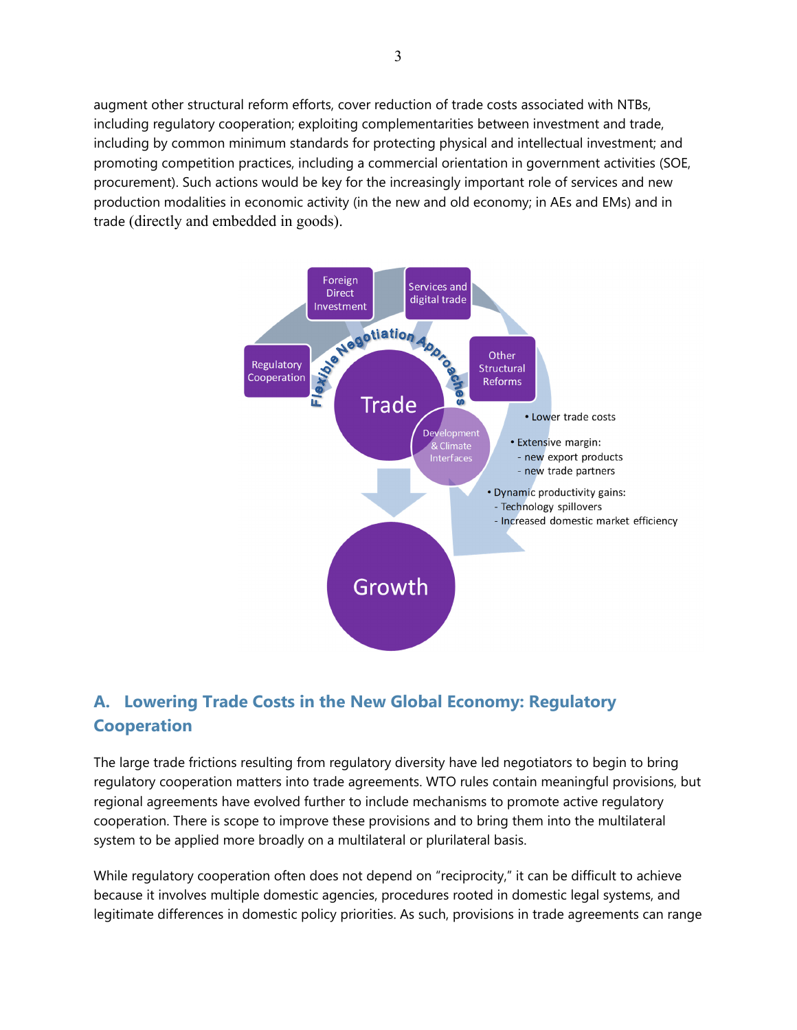augment other structural reform efforts, cover reduction of trade costs associated with NTBs, including regulatory cooperation; exploiting complementarities between investment and trade, including by common minimum standards for protecting physical and intellectual investment; and promoting competition practices, including a commercial orientation in government activities (SOE, procurement). Such actions would be key for the increasingly important role of services and new production modalities in economic activity (in the new and old economy; in AEs and EMs) and in trade (directly and embedded in goods).

Foreign Direct Investment

Services and digital trade

Regulatory Cooperation

Flexible Negotiation Approaches

Other Structural Reforms

Trade

Development & Climate Interfaces

- Lower trade costs
- Extensive margin:
  - new export products
  - new trade partners
- Dynamic productivity gains:
  - Technology spillovers
  - Increased domestic market efficiency

Growth

## A. Lowering Trade Costs in the New Global Economy: Regulatory Cooperation

The large trade frictions resulting from regulatory diversity have led negotiators to begin to bring regulatory cooperation matters into trade agreements. WTO rules contain meaningful provisions, but regional agreements have evolved further to include mechanisms to promote active regulatory cooperation. There is scope to improve these provisions and to bring them into the multilateral system to be applied more broadly on a multilateral or plurilateral basis.

While regulatory cooperation often does not depend on "reciprocity," it can be difficult to achieve because it involves multiple domestic agencies, procedures rooted in domestic legal systems, and legitimate differences in domestic policy priorities. As such, provisions in trade agreements can range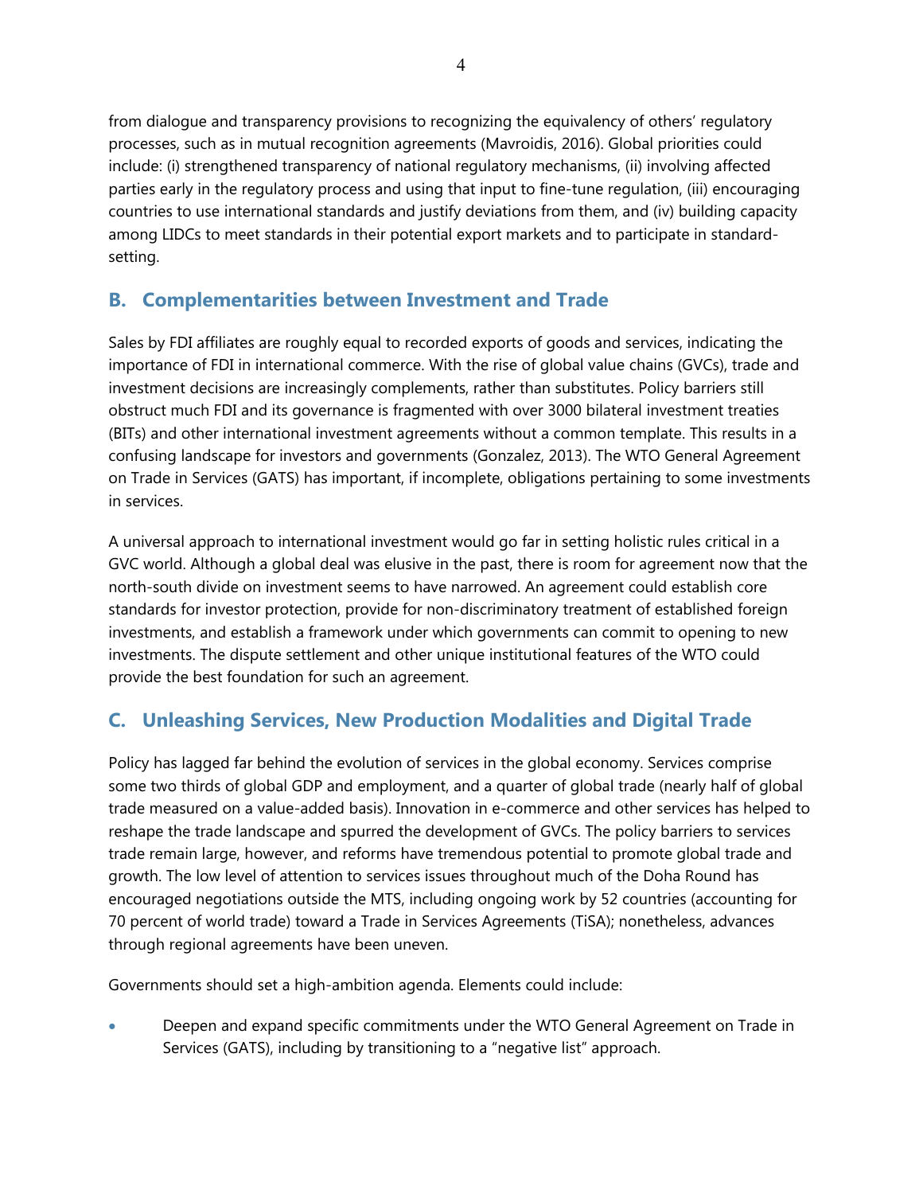from dialogue and transparency provisions to recognizing the equivalency of others' regulatory processes, such as in mutual recognition agreements (Mavroidis, 2016). Global priorities could include: (i) strengthened transparency of national regulatory mechanisms, (ii) involving affected parties early in the regulatory process and using that input to fine-tune regulation, (iii) encouraging countries to use international standards and justify deviations from them, and (iv) building capacity among LIDCs to meet standards in their potential export markets and to participate in standard-setting.

## B. Complementarities between Investment and Trade

Sales by FDI affiliates are roughly equal to recorded exports of goods and services, indicating the importance of FDI in international commerce. With the rise of global value chains (GVCs), trade and investment decisions are increasingly complements, rather than substitutes. Policy barriers still obstruct much FDI and its governance is fragmented with over 3000 bilateral investment treaties (BITs) and other international investment agreements without a common template. This results in a confusing landscape for investors and governments (Gonzalez, 2013). The WTO General Agreement on Trade in Services (GATS) has important, if incomplete, obligations pertaining to some investments in services.

A universal approach to international investment would go far in setting holistic rules critical in a GVC world. Although a global deal was elusive in the past, there is room for agreement now that the north-south divide on investment seems to have narrowed. An agreement could establish core standards for investor protection, provide for non-discriminatory treatment of established foreign investments, and establish a framework under which governments can commit to opening to new investments. The dispute settlement and other unique institutional features of the WTO could provide the best foundation for such an agreement.

## C. Unleashing Services, New Production Modalities and Digital Trade

Policy has lagged far behind the evolution of services in the global economy. Services comprise some two thirds of global GDP and employment, and a quarter of global trade (nearly half of global trade measured on a value-added basis). Innovation in e-commerce and other services has helped to reshape the trade landscape and spurred the development of GVCs. The policy barriers to services trade remain large, however, and reforms have tremendous potential to promote global trade and growth. The low level of attention to services issues throughout much of the Doha Round has encouraged negotiations outside the MTS, including ongoing work by 52 countries (accounting for 70 percent of world trade) toward a Trade in Services Agreements (TiSA); nonetheless, advances through regional agreements have been uneven.

Governments should set a high-ambition agenda. Elements could include:

- Deepen and expand specific commitments under the WTO General Agreement on Trade in Services (GATS), including by transitioning to a "negative list" approach.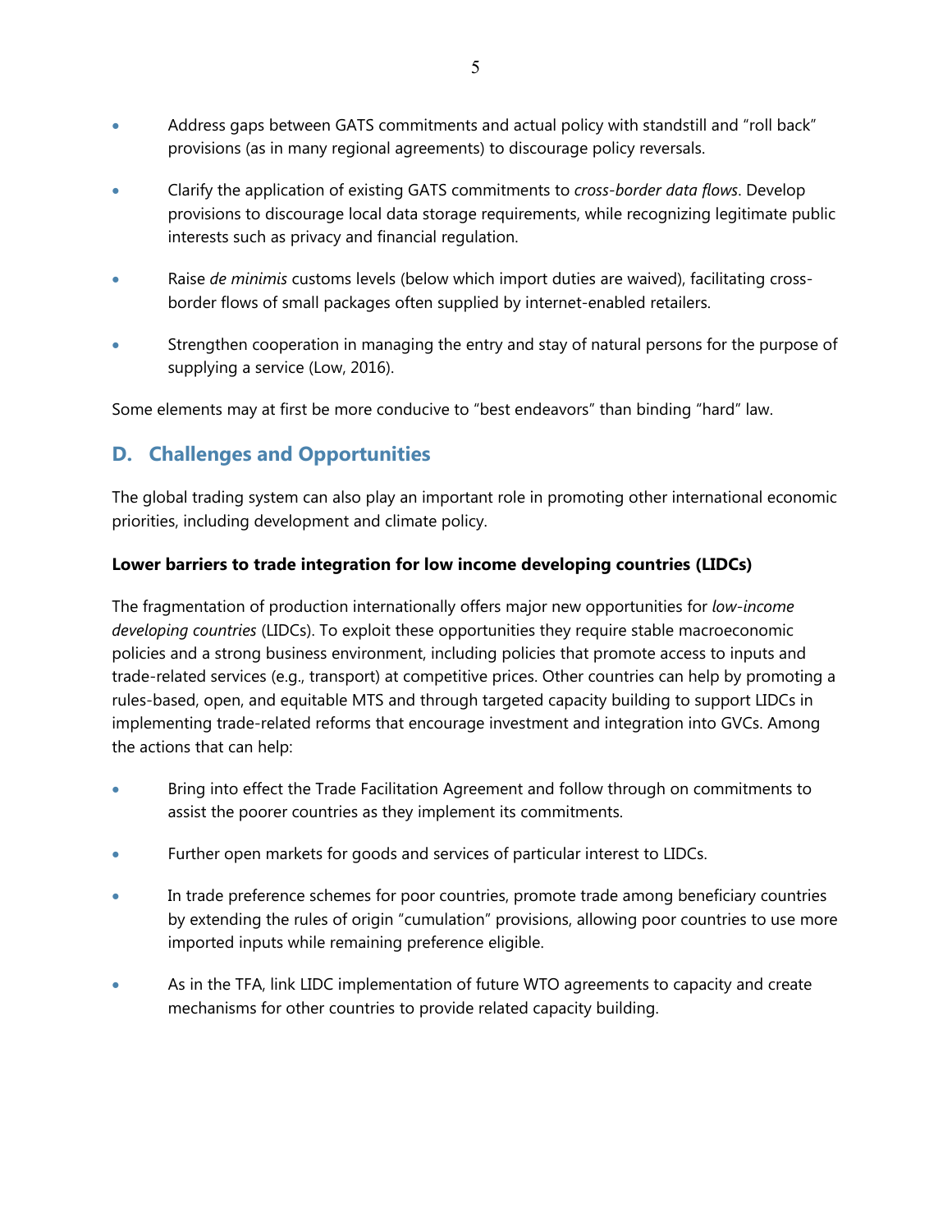- Address gaps between GATS commitments and actual policy with standstill and "roll back" provisions (as in many regional agreements) to discourage policy reversals.
- Clarify the application of existing GATS commitments to *cross-border data flows*. Develop provisions to discourage local data storage requirements, while recognizing legitimate public interests such as privacy and financial regulation.
- Raise *de minimis* customs levels (below which import duties are waived), facilitating cross-border flows of small packages often supplied by internet-enabled retailers.
- Strengthen cooperation in managing the entry and stay of natural persons for the purpose of supplying a service (Low, 2016).

Some elements may at first be more conducive to "best endeavors" than binding "hard" law.

## D. Challenges and Opportunities

The global trading system can also play an important role in promoting other international economic priorities, including development and climate policy.

**Lower barriers to trade integration for low income developing countries (LIDCs)**

The fragmentation of production internationally offers major new opportunities for *low-income developing countries* (LIDCs). To exploit these opportunities they require stable macroeconomic policies and a strong business environment, including policies that promote access to inputs and trade-related services (e.g., transport) at competitive prices. Other countries can help by promoting a rules-based, open, and equitable MTS and through targeted capacity building to support LIDCs in implementing trade-related reforms that encourage investment and integration into GVCs. Among the actions that can help:

- Bring into effect the Trade Facilitation Agreement and follow through on commitments to assist the poorer countries as they implement its commitments.
- Further open markets for goods and services of particular interest to LIDCs.
- In trade preference schemes for poor countries, promote trade among beneficiary countries by extending the rules of origin "cumulation" provisions, allowing poor countries to use more imported inputs while remaining preference eligible.
- As in the TFA, link LIDC implementation of future WTO agreements to capacity and create mechanisms for other countries to provide related capacity building.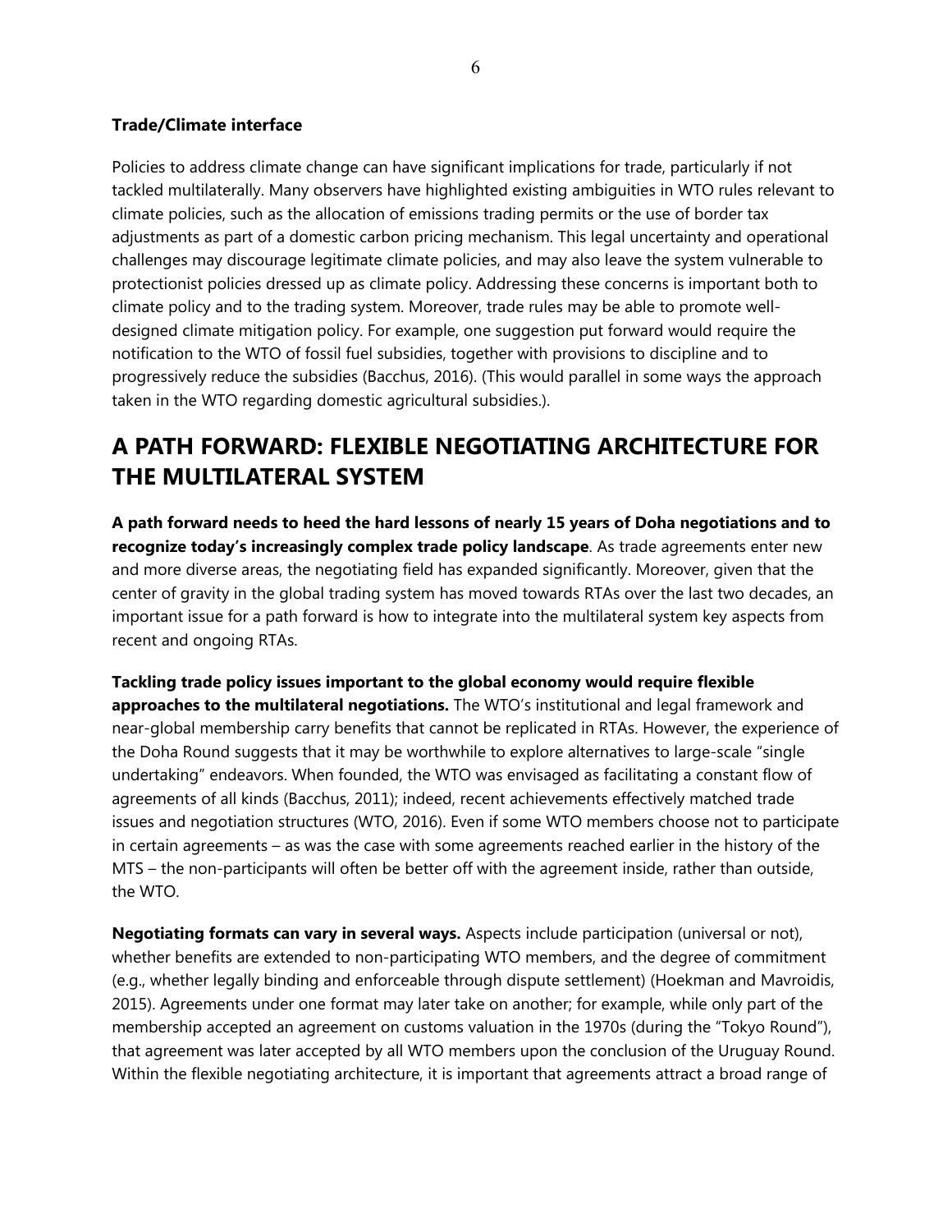### Trade/Climate interface

Policies to address climate change can have significant implications for trade, particularly if not tackled multilaterally. Many observers have highlighted existing ambiguities in WTO rules relevant to climate policies, such as the allocation of emissions trading permits or the use of border tax adjustments as part of a domestic carbon pricing mechanism. This legal uncertainty and operational challenges may discourage legitimate climate policies, and may also leave the system vulnerable to protectionist policies dressed up as climate policy. Addressing these concerns is important both to climate policy and to the trading system. Moreover, trade rules may be able to promote well-designed climate mitigation policy. For example, one suggestion put forward would require the notification to the WTO of fossil fuel subsidies, together with provisions to discipline and to progressively reduce the subsidies (Bacchus, 2016). (This would parallel in some ways the approach taken in the WTO regarding domestic agricultural subsidies.).

## A PATH FORWARD: FLEXIBLE NEGOTIATING ARCHITECTURE FOR THE MULTILATERAL SYSTEM

**A path forward needs to heed the hard lessons of nearly 15 years of Doha negotiations and to recognize today's increasingly complex trade policy landscape**. As trade agreements enter new and more diverse areas, the negotiating field has expanded significantly. Moreover, given that the center of gravity in the global trading system has moved towards RTAs over the last two decades, an important issue for a path forward is how to integrate into the multilateral system key aspects from recent and ongoing RTAs.

**Tackling trade policy issues important to the global economy would require flexible approaches to the multilateral negotiations.** The WTO's institutional and legal framework and near-global membership carry benefits that cannot be replicated in RTAs. However, the experience of the Doha Round suggests that it may be worthwhile to explore alternatives to large-scale "single undertaking" endeavors. When founded, the WTO was envisaged as facilitating a constant flow of agreements of all kinds (Bacchus, 2011); indeed, recent achievements effectively matched trade issues and negotiation structures (WTO, 2016). Even if some WTO members choose not to participate in certain agreements – as was the case with some agreements reached earlier in the history of the MTS – the non-participants will often be better off with the agreement inside, rather than outside, the WTO.

**Negotiating formats can vary in several ways.** Aspects include participation (universal or not), whether benefits are extended to non-participating WTO members, and the degree of commitment (e.g., whether legally binding and enforceable through dispute settlement) (Hoekman and Mavroidis, 2015). Agreements under one format may later take on another; for example, while only part of the membership accepted an agreement on customs valuation in the 1970s (during the "Tokyo Round"), that agreement was later accepted by all WTO members upon the conclusion of the Uruguay Round. Within the flexible negotiating architecture, it is important that agreements attract a broad range of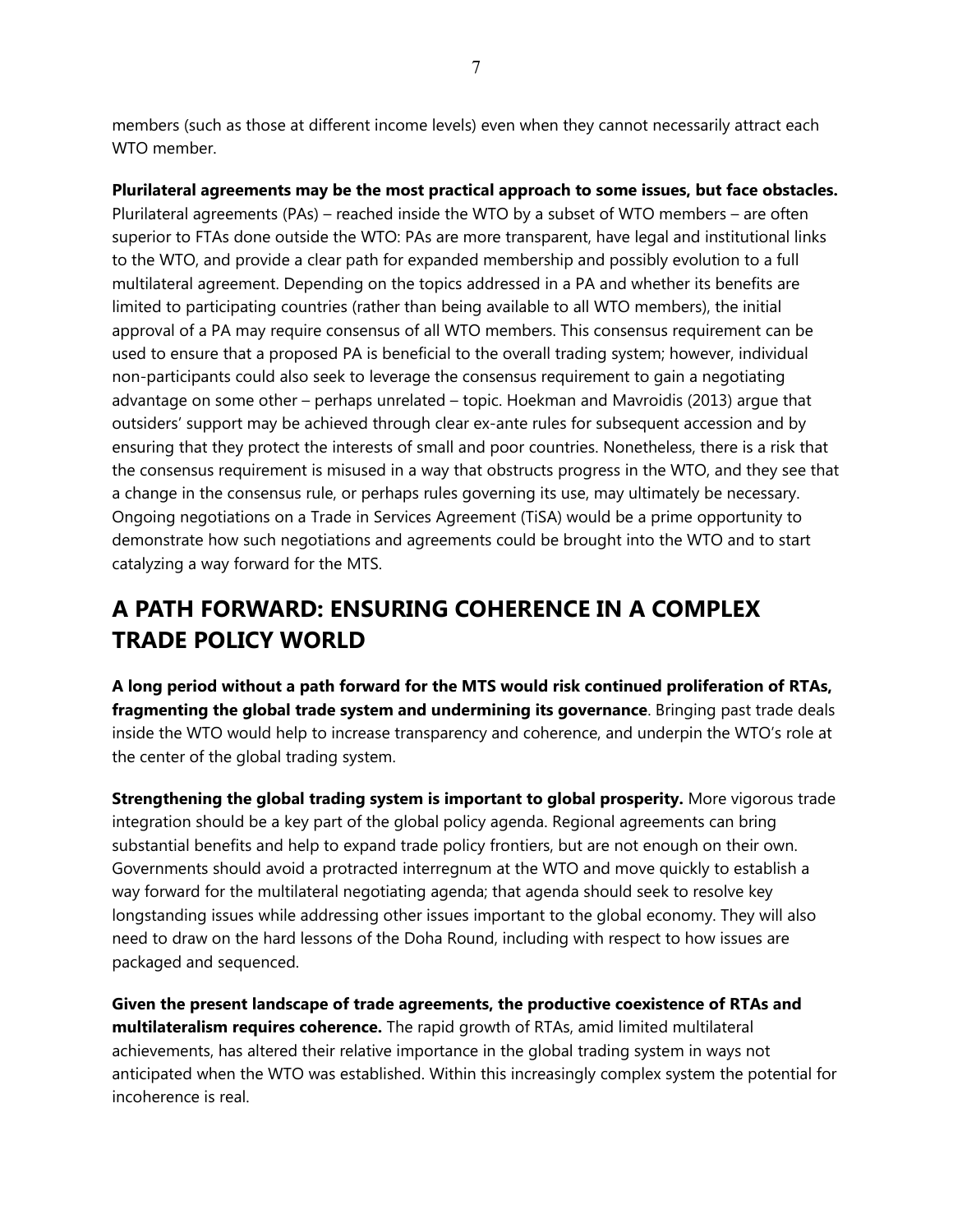members (such as those at different income levels) even when they cannot necessarily attract each WTO member.

**Plurilateral agreements may be the most practical approach to some issues, but face obstacles.** Plurilateral agreements (PAs) – reached inside the WTO by a subset of WTO members – are often superior to FTAs done outside the WTO: PAs are more transparent, have legal and institutional links to the WTO, and provide a clear path for expanded membership and possibly evolution to a full multilateral agreement. Depending on the topics addressed in a PA and whether its benefits are limited to participating countries (rather than being available to all WTO members), the initial approval of a PA may require consensus of all WTO members. This consensus requirement can be used to ensure that a proposed PA is beneficial to the overall trading system; however, individual non-participants could also seek to leverage the consensus requirement to gain a negotiating advantage on some other – perhaps unrelated – topic. Hoekman and Mavroidis (2013) argue that outsiders' support may be achieved through clear ex-ante rules for subsequent accession and by ensuring that they protect the interests of small and poor countries. Nonetheless, there is a risk that the consensus requirement is misused in a way that obstructs progress in the WTO, and they see that a change in the consensus rule, or perhaps rules governing its use, may ultimately be necessary. Ongoing negotiations on a Trade in Services Agreement (TiSA) would be a prime opportunity to demonstrate how such negotiations and agreements could be brought into the WTO and to start catalyzing a way forward for the MTS.

## A PATH FORWARD: ENSURING COHERENCE IN A COMPLEX TRADE POLICY WORLD

**A long period without a path forward for the MTS would risk continued proliferation of RTAs, fragmenting the global trade system and undermining its governance**. Bringing past trade deals inside the WTO would help to increase transparency and coherence, and underpin the WTO's role at the center of the global trading system.

**Strengthening the global trading system is important to global prosperity.** More vigorous trade integration should be a key part of the global policy agenda. Regional agreements can bring substantial benefits and help to expand trade policy frontiers, but are not enough on their own. Governments should avoid a protracted interregnum at the WTO and move quickly to establish a way forward for the multilateral negotiating agenda; that agenda should seek to resolve key longstanding issues while addressing other issues important to the global economy. They will also need to draw on the hard lessons of the Doha Round, including with respect to how issues are packaged and sequenced.

**Given the present landscape of trade agreements, the productive coexistence of RTAs and multilateralism requires coherence.** The rapid growth of RTAs, amid limited multilateral achievements, has altered their relative importance in the global trading system in ways not anticipated when the WTO was established. Within this increasingly complex system the potential for incoherence is real.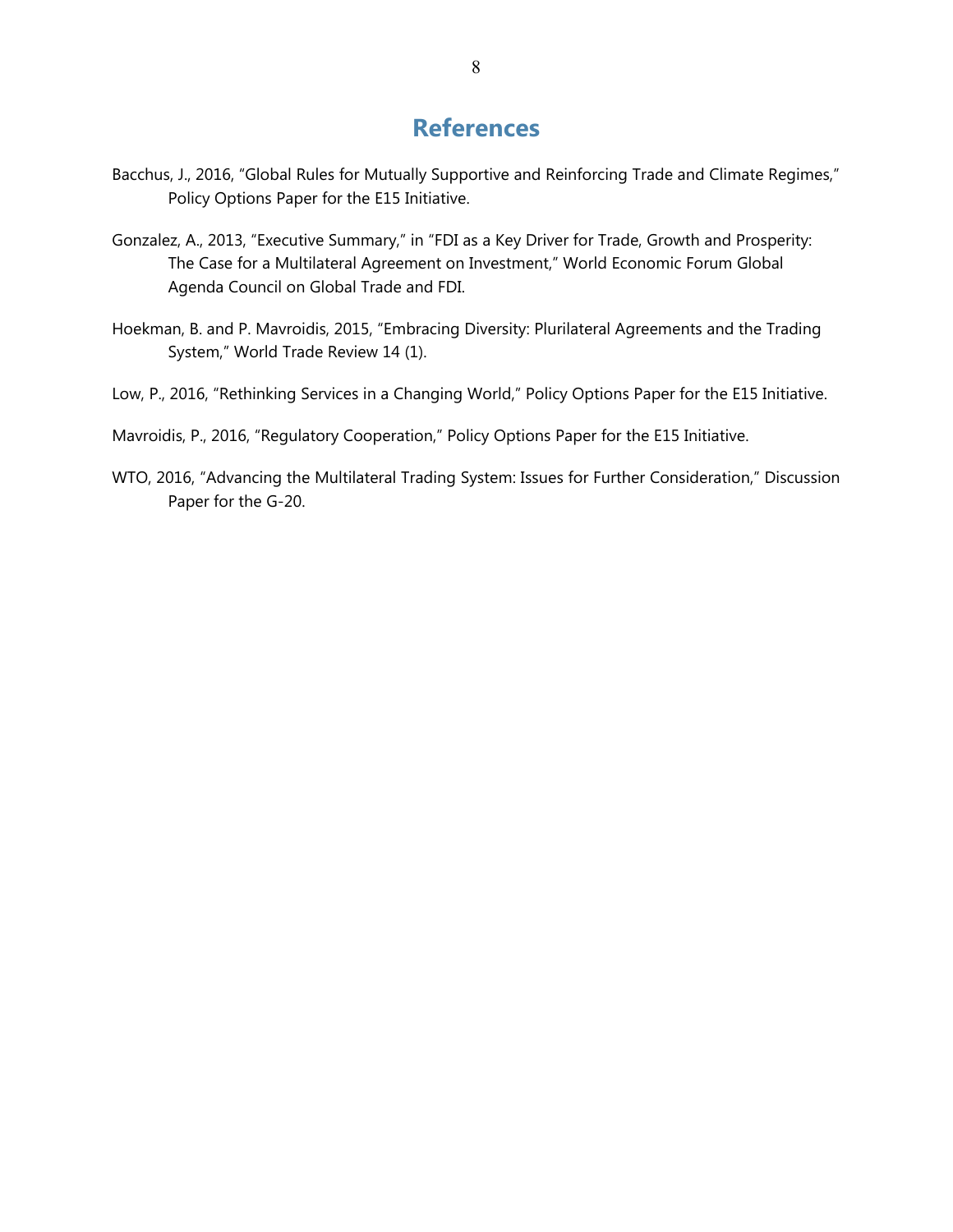# References

Bacchus, J., 2016, “Global Rules for Mutually Supportive and Reinforcing Trade and Climate Regimes,” Policy Options Paper for the E15 Initiative.

Gonzalez, A., 2013, “Executive Summary,” in “FDI as a Key Driver for Trade, Growth and Prosperity: The Case for a Multilateral Agreement on Investment,” World Economic Forum Global Agenda Council on Global Trade and FDI.

Hoekman, B. and P. Mavroidis, 2015, “Embracing Diversity: Plurilateral Agreements and the Trading System,” World Trade Review 14 (1).

Low, P., 2016, “Rethinking Services in a Changing World,” Policy Options Paper for the E15 Initiative.

Mavroidis, P., 2016, “Regulatory Cooperation,” Policy Options Paper for the E15 Initiative.

WTO, 2016, “Advancing the Multilateral Trading System: Issues for Further Consideration,” Discussion Paper for the G-20.